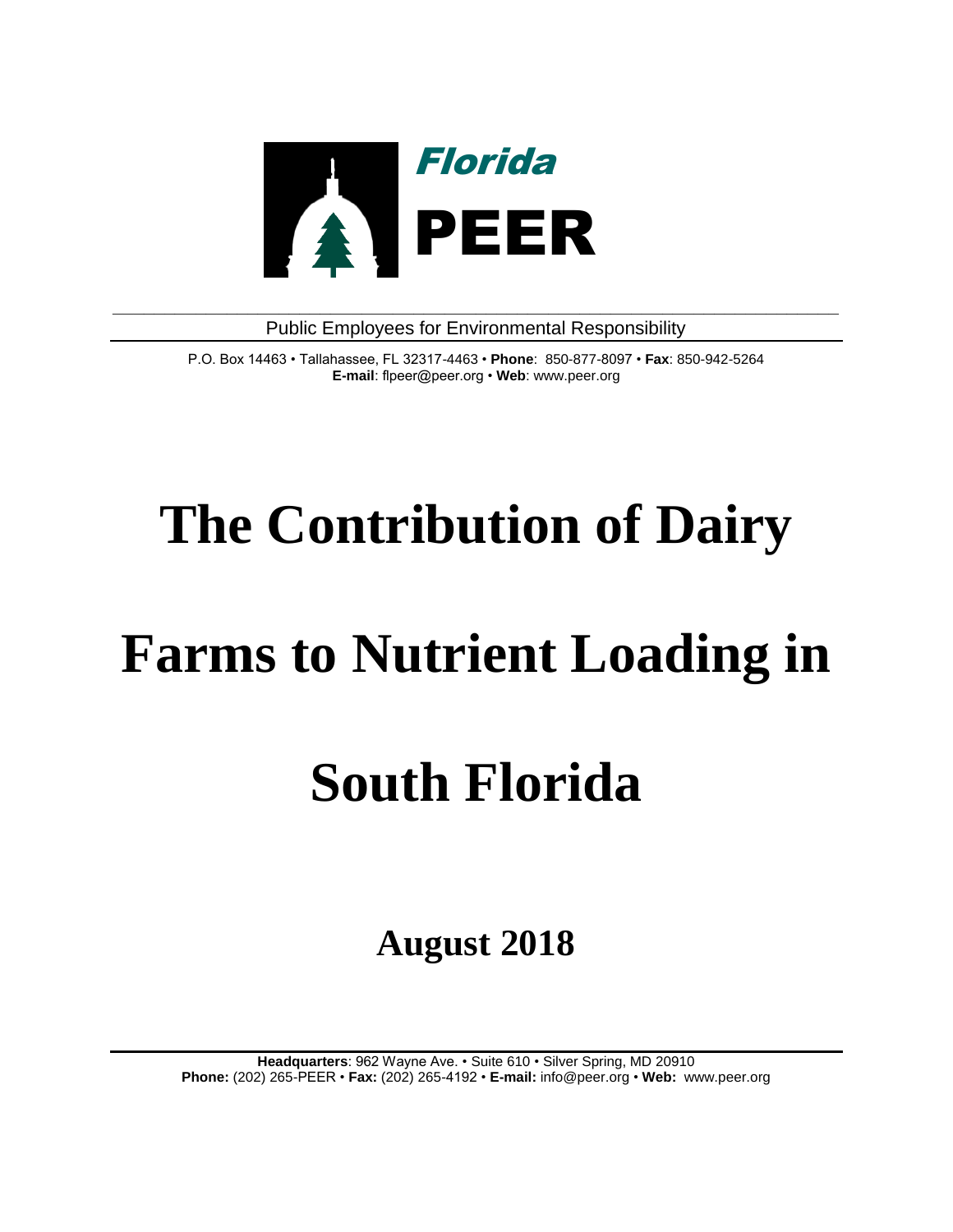Florida

PEER

Public Employees for Environmental Responsibility

P.O. Box 14463 • Tallahassee, FL 32317-4463 • **Phone**: 850-877-8097 • **Fax**: 850-942-5264
**E-mail**: flpeer@peer.org • **Web**: www.peer.org

# The Contribution of Dairy Farms to Nutrient Loading in South Florida

## August 2018

**Headquarters**: 962 Wayne Ave. • Suite 610 • Silver Spring, MD 20910
**Phone:** (202) 265-PEER • **Fax:** (202) 265-4192 • **E-mail:** info@peer.org • **Web:** www.peer.org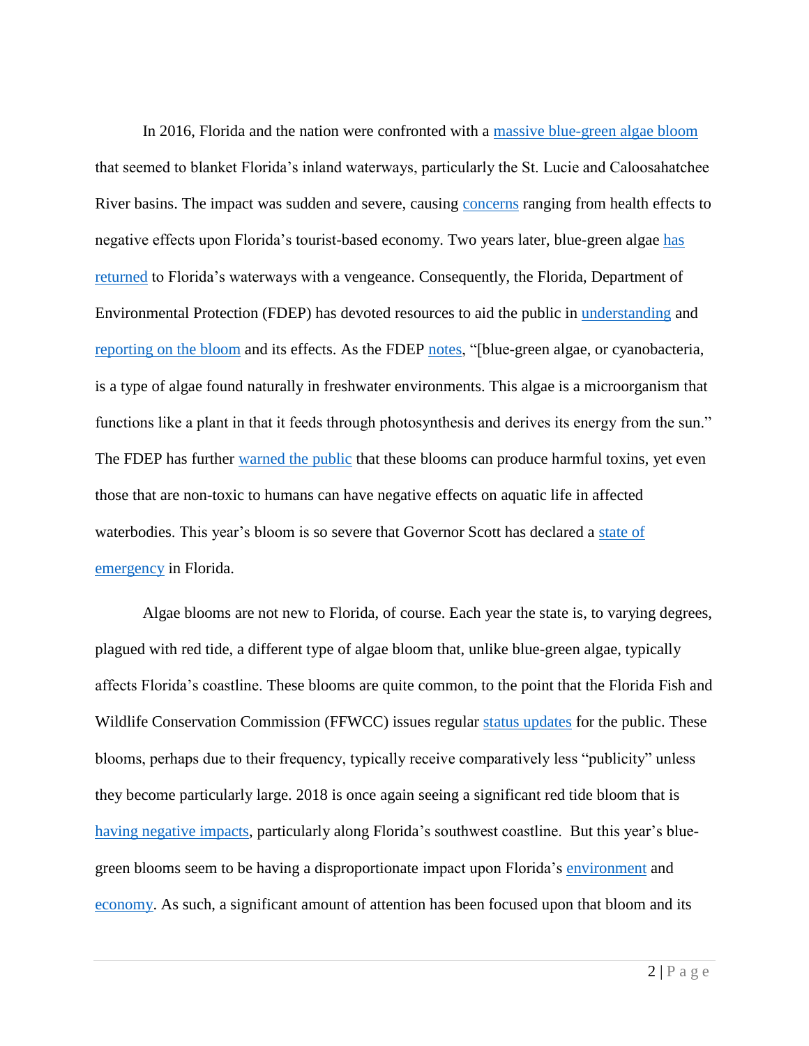In 2016, Florida and the nation were confronted with a massive blue-green algae bloom that seemed to blanket Florida's inland waterways, particularly the St. Lucie and Caloosahatchee River basins. The impact was sudden and severe, causing concerns ranging from health effects to negative effects upon Florida's tourist-based economy. Two years later, blue-green algae has returned to Florida's waterways with a vengeance. Consequently, the Florida, Department of Environmental Protection (FDEP) has devoted resources to aid the public in understanding and reporting on the bloom and its effects. As the FDEP notes, "[blue-green algae, or cyanobacteria, is a type of algae found naturally in freshwater environments. This algae is a microorganism that functions like a plant in that it feeds through photosynthesis and derives its energy from the sun." The FDEP has further warned the public that these blooms can produce harmful toxins, yet even those that are non-toxic to humans can have negative effects on aquatic life in affected waterbodies. This year's bloom is so severe that Governor Scott has declared a state of emergency in Florida.

Algae blooms are not new to Florida, of course. Each year the state is, to varying degrees, plagued with red tide, a different type of algae bloom that, unlike blue-green algae, typically affects Florida's coastline. These blooms are quite common, to the point that the Florida Fish and Wildlife Conservation Commission (FFWCC) issues regular status updates for the public. These blooms, perhaps due to their frequency, typically receive comparatively less "publicity" unless they become particularly large. 2018 is once again seeing a significant red tide bloom that is having negative impacts, particularly along Florida's southwest coastline. But this year's blue-green blooms seem to be having a disproportionate impact upon Florida's environment and economy. As such, a significant amount of attention has been focused upon that bloom and its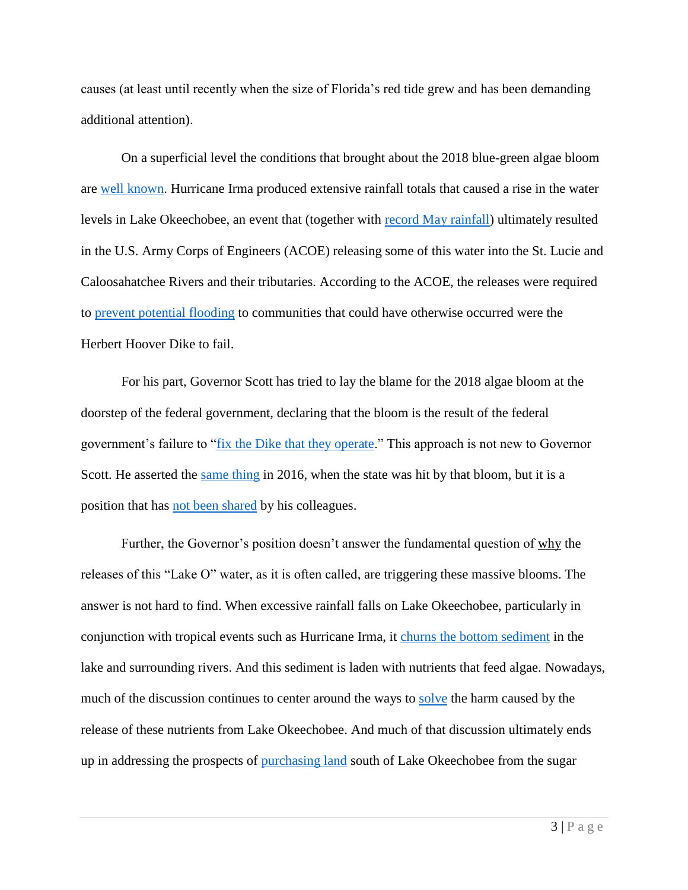causes (at least until recently when the size of Florida's red tide grew and has been demanding additional attention).

On a superficial level the conditions that brought about the 2018 blue-green algae bloom are well known. Hurricane Irma produced extensive rainfall totals that caused a rise in the water levels in Lake Okeechobee, an event that (together with record May rainfall) ultimately resulted in the U.S. Army Corps of Engineers (ACOE) releasing some of this water into the St. Lucie and Caloosahatchee Rivers and their tributaries. According to the ACOE, the releases were required to prevent potential flooding to communities that could have otherwise occurred were the Herbert Hoover Dike to fail.

For his part, Governor Scott has tried to lay the blame for the 2018 algae bloom at the doorstep of the federal government, declaring that the bloom is the result of the federal government's failure to "fix the Dike that they operate." This approach is not new to Governor Scott. He asserted the same thing in 2016, when the state was hit by that bloom, but it is a position that has not been shared by his colleagues.

Further, the Governor's position doesn't answer the fundamental question of why the releases of this "Lake O" water, as it is often called, are triggering these massive blooms. The answer is not hard to find. When excessive rainfall falls on Lake Okeechobee, particularly in conjunction with tropical events such as Hurricane Irma, it churns the bottom sediment in the lake and surrounding rivers. And this sediment is laden with nutrients that feed algae. Nowadays, much of the discussion continues to center around the ways to solve the harm caused by the release of these nutrients from Lake Okeechobee. And much of that discussion ultimately ends up in addressing the prospects of purchasing land south of Lake Okeechobee from the sugar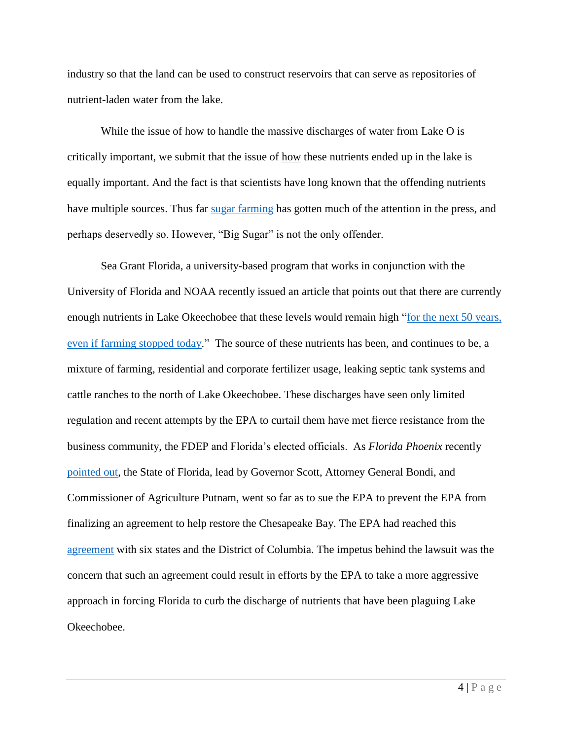industry so that the land can be used to construct reservoirs that can serve as repositories of nutrient-laden water from the lake.

While the issue of how to handle the massive discharges of water from Lake O is critically important, we submit that the issue of how these nutrients ended up in the lake is equally important. And the fact is that scientists have long known that the offending nutrients have multiple sources. Thus far sugar farming has gotten much of the attention in the press, and perhaps deservedly so. However, "Big Sugar" is not the only offender.

Sea Grant Florida, a university-based program that works in conjunction with the University of Florida and NOAA recently issued an article that points out that there are currently enough nutrients in Lake Okeechobee that these levels would remain high "for the next 50 years, even if farming stopped today." The source of these nutrients has been, and continues to be, a mixture of farming, residential and corporate fertilizer usage, leaking septic tank systems and cattle ranches to the north of Lake Okeechobee. These discharges have seen only limited regulation and recent attempts by the EPA to curtail them have met fierce resistance from the business community, the FDEP and Florida's elected officials. As *Florida Phoenix* recently pointed out, the State of Florida, lead by Governor Scott, Attorney General Bondi, and Commissioner of Agriculture Putnam, went so far as to sue the EPA to prevent the EPA from finalizing an agreement to help restore the Chesapeake Bay. The EPA had reached this agreement with six states and the District of Columbia. The impetus behind the lawsuit was the concern that such an agreement could result in efforts by the EPA to take a more aggressive approach in forcing Florida to curb the discharge of nutrients that have been plaguing Lake Okeechobee.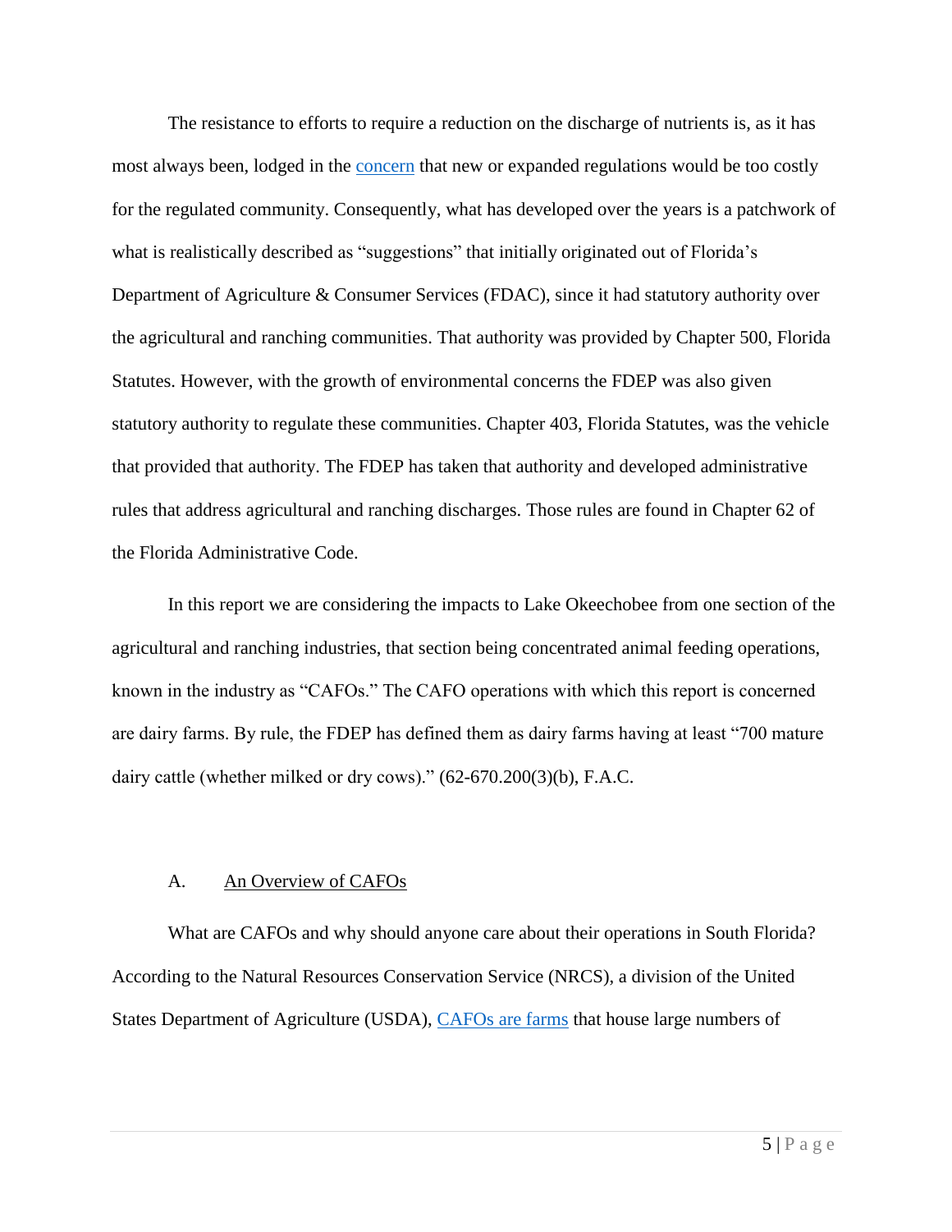The resistance to efforts to require a reduction on the discharge of nutrients is, as it has most always been, lodged in the [concern] that new or expanded regulations would be too costly for the regulated community. Consequently, what has developed over the years is a patchwork of what is realistically described as "suggestions" that initially originated out of Florida's Department of Agriculture & Consumer Services (FDAC), since it had statutory authority over the agricultural and ranching communities. That authority was provided by Chapter 500, Florida Statutes. However, with the growth of environmental concerns the FDEP was also given statutory authority to regulate these communities. Chapter 403, Florida Statutes, was the vehicle that provided that authority. The FDEP has taken that authority and developed administrative rules that address agricultural and ranching discharges. Those rules are found in Chapter 62 of the Florida Administrative Code.

In this report we are considering the impacts to Lake Okeechobee from one section of the agricultural and ranching industries, that section being concentrated animal feeding operations, known in the industry as "CAFOs." The CAFO operations with which this report is concerned are dairy farms. By rule, the FDEP has defined them as dairy farms having at least "700 mature dairy cattle (whether milked or dry cows)." (62-670.200(3)(b), F.A.C.

### A. An Overview of CAFOs

What are CAFOs and why should anyone care about their operations in South Florida? According to the Natural Resources Conservation Service (NRCS), a division of the United States Department of Agriculture (USDA), [CAFOs are farms] that house large numbers of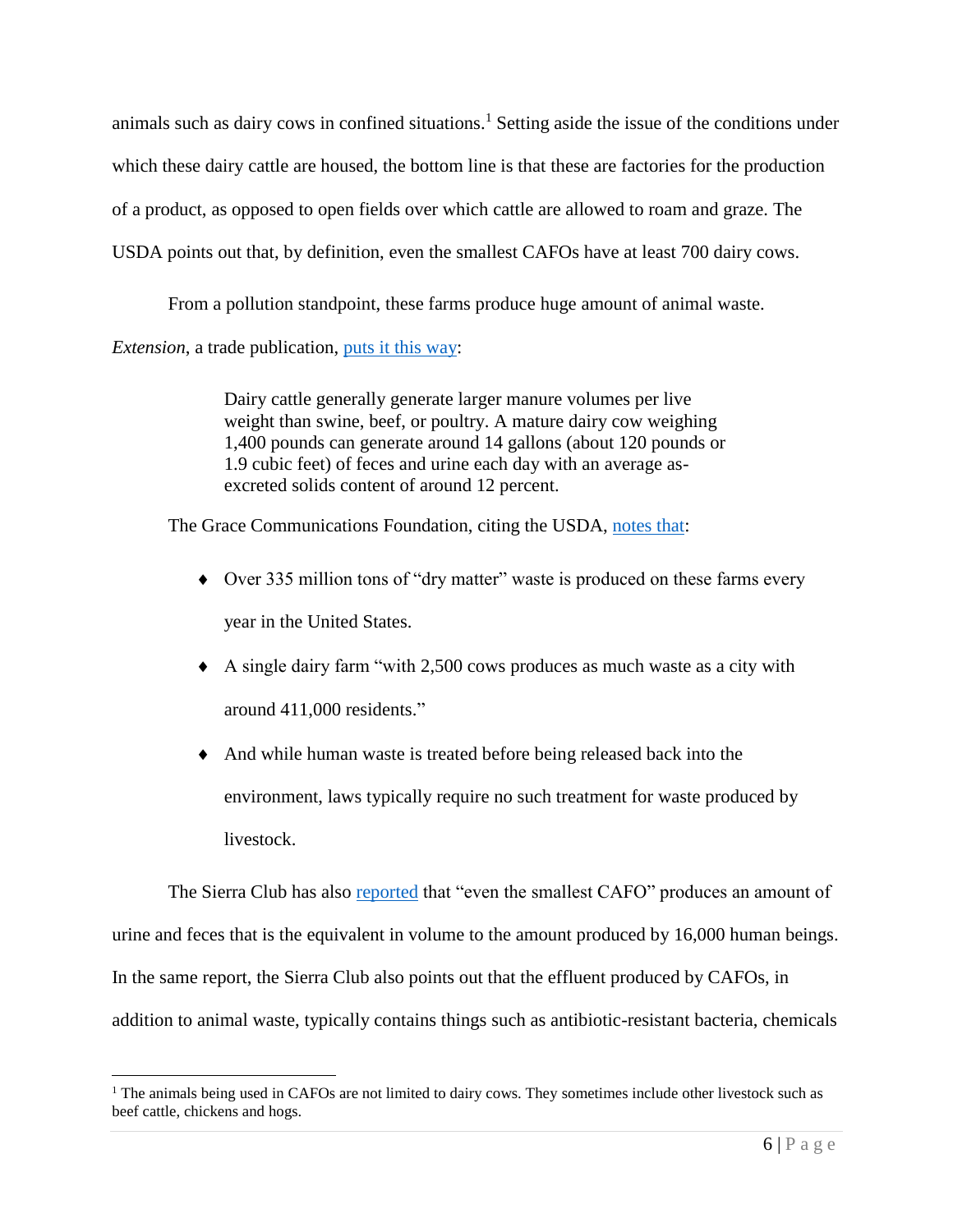animals such as dairy cows in confined situations.[1] Setting aside the issue of the conditions under which these dairy cattle are housed, the bottom line is that these are factories for the production of a product, as opposed to open fields over which cattle are allowed to roam and graze. The USDA points out that, by definition, even the smallest CAFOs have at least 700 dairy cows.

From a pollution standpoint, these farms produce huge amount of animal waste. *Extension*, a trade publication, puts it this way:

> Dairy cattle generally generate larger manure volumes per live weight than swine, beef, or poultry. A mature dairy cow weighing 1,400 pounds can generate around 14 gallons (about 120 pounds or 1.9 cubic feet) of feces and urine each day with an average as-excreted solids content of around 12 percent.

The Grace Communications Foundation, citing the USDA, notes that:

- Over 335 million tons of "dry matter" waste is produced on these farms every year in the United States.
- A single dairy farm "with 2,500 cows produces as much waste as a city with around 411,000 residents."
- And while human waste is treated before being released back into the environment, laws typically require no such treatment for waste produced by livestock.

The Sierra Club has also reported that "even the smallest CAFO" produces an amount of urine and feces that is the equivalent in volume to the amount produced by 16,000 human beings. In the same report, the Sierra Club also points out that the effluent produced by CAFOs, in addition to animal waste, typically contains things such as antibiotic-resistant bacteria, chemicals

---

[1] The animals being used in CAFOs are not limited to dairy cows. They sometimes include other livestock such as beef cattle, chickens and hogs.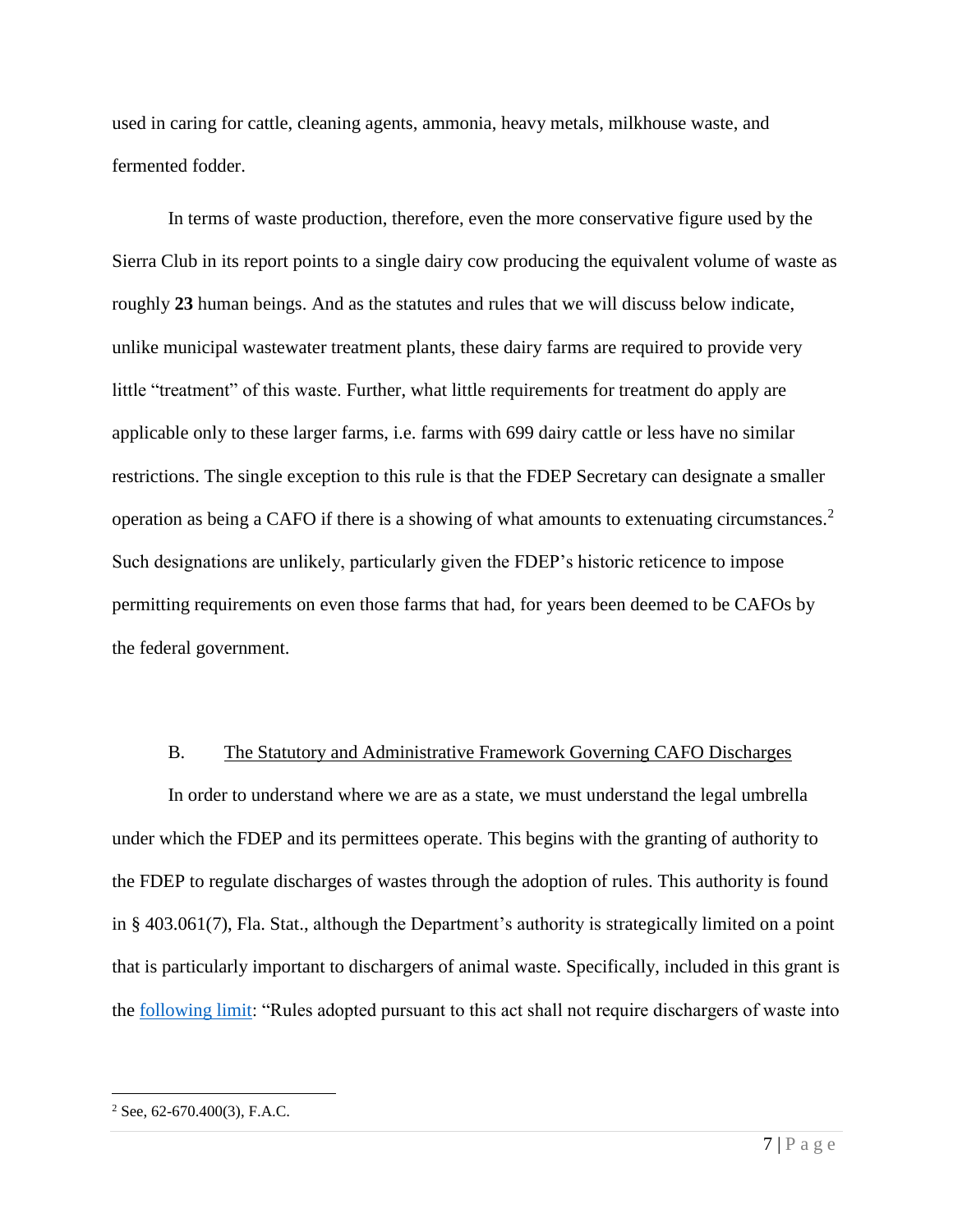used in caring for cattle, cleaning agents, ammonia, heavy metals, milkhouse waste, and fermented fodder.

In terms of waste production, therefore, even the more conservative figure used by the Sierra Club in its report points to a single dairy cow producing the equivalent volume of waste as roughly **23** human beings. And as the statutes and rules that we will discuss below indicate, unlike municipal wastewater treatment plants, these dairy farms are required to provide very little "treatment" of this waste. Further, what little requirements for treatment do apply are applicable only to these larger farms, i.e. farms with 699 dairy cattle or less have no similar restrictions. The single exception to this rule is that the FDEP Secretary can designate a smaller operation as being a CAFO if there is a showing of what amounts to extenuating circumstances.[2] Such designations are unlikely, particularly given the FDEP's historic reticence to impose permitting requirements on even those farms that had, for years been deemed to be CAFOs by the federal government.

### B. The Statutory and Administrative Framework Governing CAFO Discharges

In order to understand where we are as a state, we must understand the legal umbrella under which the FDEP and its permittees operate. This begins with the granting of authority to the FDEP to regulate discharges of wastes through the adoption of rules. This authority is found in § 403.061(7), Fla. Stat., although the Department's authority is strategically limited on a point that is particularly important to dischargers of animal waste. Specifically, included in this grant is the following limit: "Rules adopted pursuant to this act shall not require dischargers of waste into

---

[2] See, 62-670.400(3), F.A.C.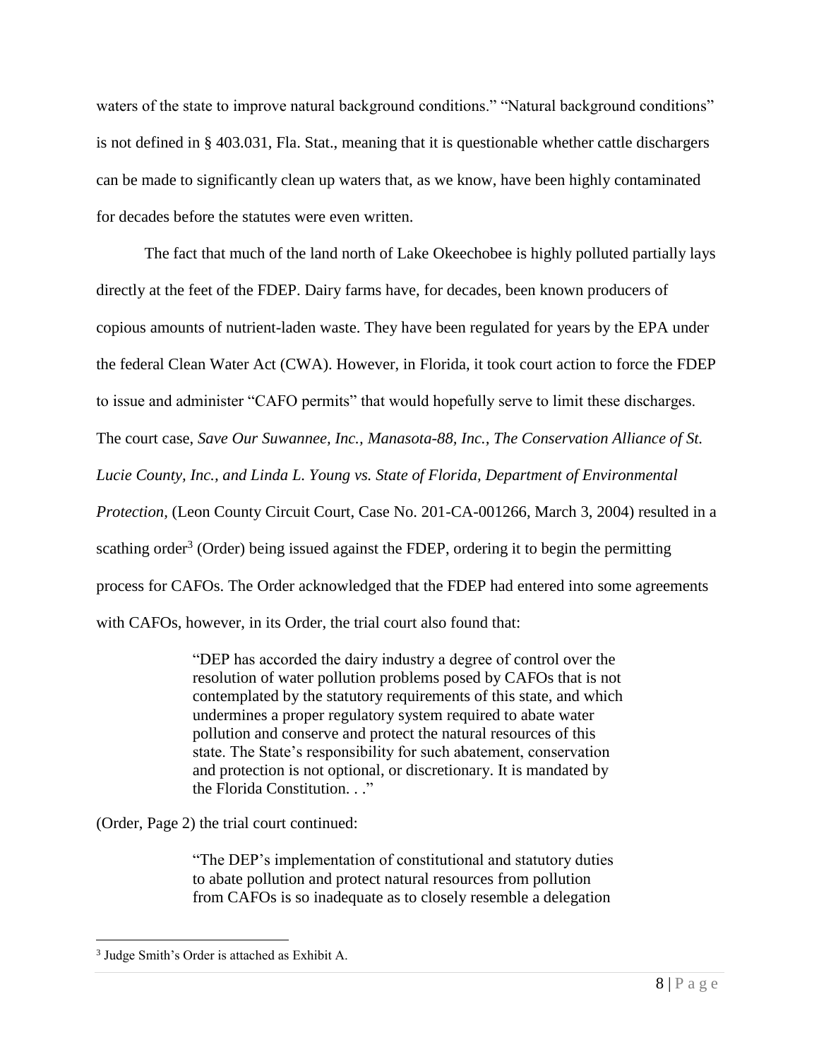waters of the state to improve natural background conditions." "Natural background conditions" is not defined in § 403.031, Fla. Stat., meaning that it is questionable whether cattle dischargers can be made to significantly clean up waters that, as we know, have been highly contaminated for decades before the statutes were even written.

The fact that much of the land north of Lake Okeechobee is highly polluted partially lays directly at the feet of the FDEP. Dairy farms have, for decades, been known producers of copious amounts of nutrient-laden waste. They have been regulated for years by the EPA under the federal Clean Water Act (CWA). However, in Florida, it took court action to force the FDEP to issue and administer "CAFO permits" that would hopefully serve to limit these discharges. The court case, *Save Our Suwannee, Inc., Manasota-88, Inc., The Conservation Alliance of St. Lucie County, Inc., and Linda L. Young vs. State of Florida, Department of Environmental Protection*, (Leon County Circuit Court, Case No. 201-CA-001266, March 3, 2004) resulted in a scathing order[3] (Order) being issued against the FDEP, ordering it to begin the permitting process for CAFOs. The Order acknowledged that the FDEP had entered into some agreements with CAFOs, however, in its Order, the trial court also found that:

> "DEP has accorded the dairy industry a degree of control over the resolution of water pollution problems posed by CAFOs that is not contemplated by the statutory requirements of this state, and which undermines a proper regulatory system required to abate water pollution and conserve and protect the natural resources of this state. The State's responsibility for such abatement, conservation and protection is not optional, or discretionary. It is mandated by the Florida Constitution. . ."

(Order, Page 2) the trial court continued:

> "The DEP's implementation of constitutional and statutory duties to abate pollution and protect natural resources from pollution from CAFOs is so inadequate as to closely resemble a delegation

[3] Judge Smith's Order is attached as Exhibit A.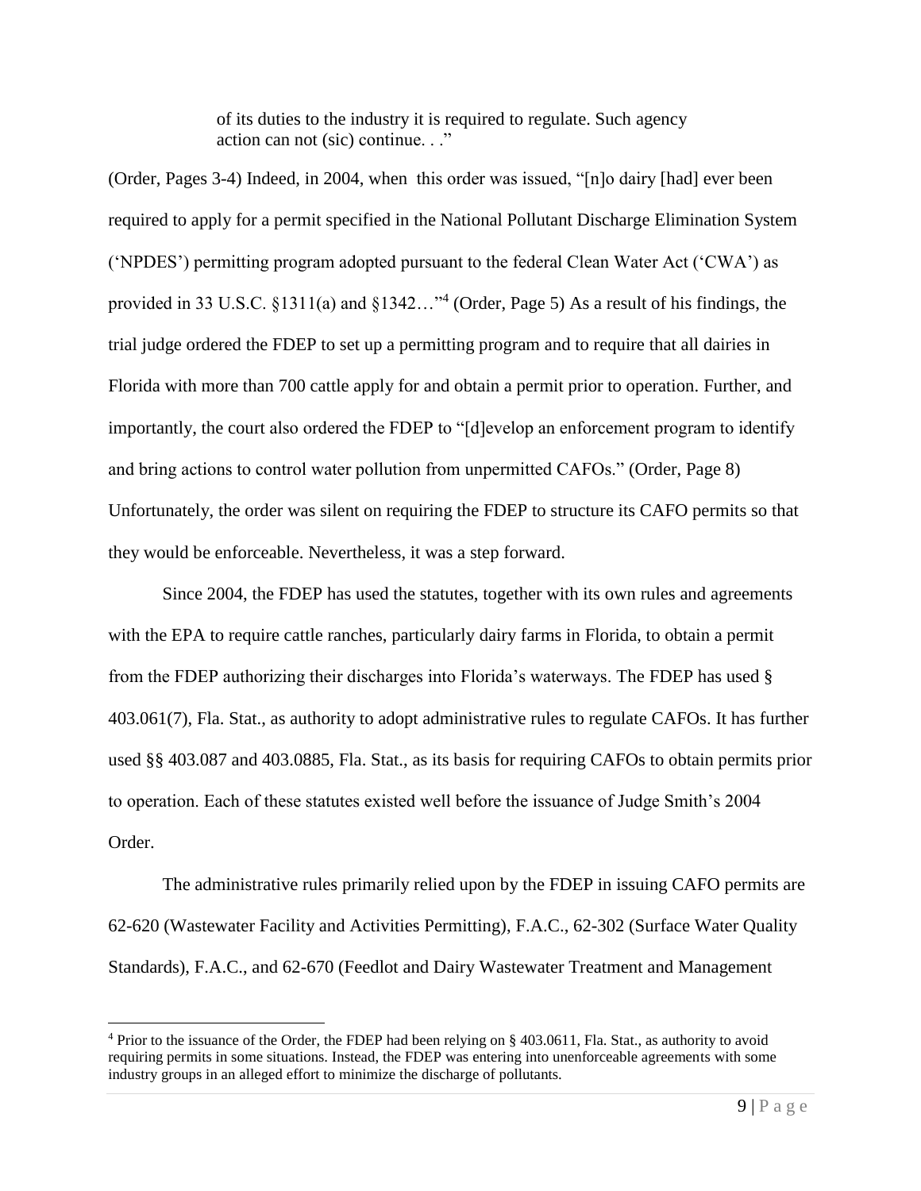> of its duties to the industry it is required to regulate. Such agency action can not (sic) continue. . ."

(Order, Pages 3-4) Indeed, in 2004, when this order was issued, "[n]o dairy [had] ever been required to apply for a permit specified in the National Pollutant Discharge Elimination System ('NPDES') permitting program adopted pursuant to the federal Clean Water Act ('CWA') as provided in 33 U.S.C. §1311(a) and §1342…"[4] (Order, Page 5) As a result of his findings, the trial judge ordered the FDEP to set up a permitting program and to require that all dairies in Florida with more than 700 cattle apply for and obtain a permit prior to operation. Further, and importantly, the court also ordered the FDEP to "[d]evelop an enforcement program to identify and bring actions to control water pollution from unpermitted CAFOs." (Order, Page 8) Unfortunately, the order was silent on requiring the FDEP to structure its CAFO permits so that they would be enforceable. Nevertheless, it was a step forward.

Since 2004, the FDEP has used the statutes, together with its own rules and agreements with the EPA to require cattle ranches, particularly dairy farms in Florida, to obtain a permit from the FDEP authorizing their discharges into Florida's waterways. The FDEP has used § 403.061(7), Fla. Stat., as authority to adopt administrative rules to regulate CAFOs. It has further used §§ 403.087 and 403.0885, Fla. Stat., as its basis for requiring CAFOs to obtain permits prior to operation. Each of these statutes existed well before the issuance of Judge Smith's 2004 Order.

The administrative rules primarily relied upon by the FDEP in issuing CAFO permits are 62-620 (Wastewater Facility and Activities Permitting), F.A.C., 62-302 (Surface Water Quality Standards), F.A.C., and 62-670 (Feedlot and Dairy Wastewater Treatment and Management

---

[4] Prior to the issuance of the Order, the FDEP had been relying on § 403.0611, Fla. Stat., as authority to avoid requiring permits in some situations. Instead, the FDEP was entering into unenforceable agreements with some industry groups in an alleged effort to minimize the discharge of pollutants.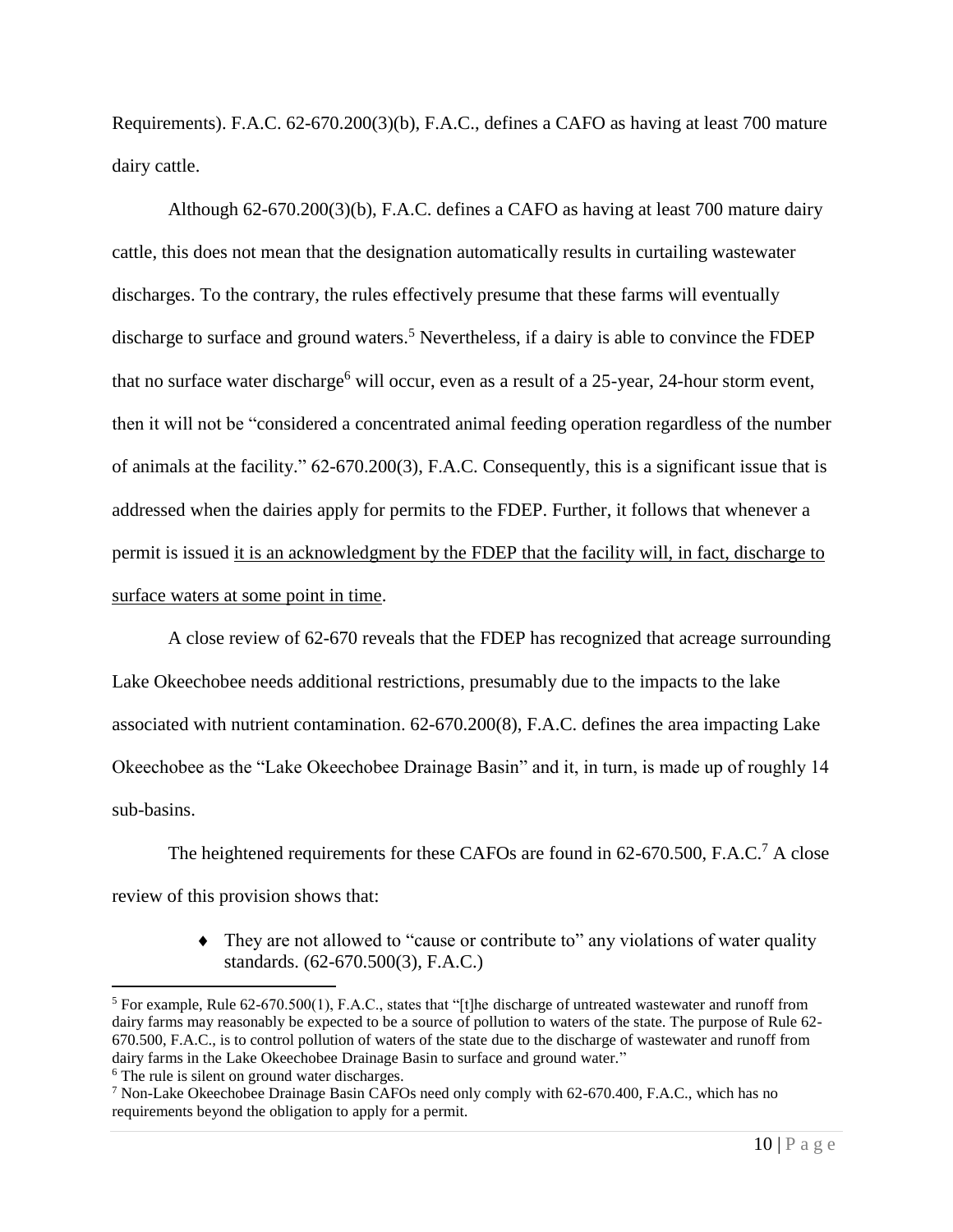Requirements). F.A.C. 62-670.200(3)(b), F.A.C., defines a CAFO as having at least 700 mature dairy cattle.

Although 62-670.200(3)(b), F.A.C. defines a CAFO as having at least 700 mature dairy cattle, this does not mean that the designation automatically results in curtailing wastewater discharges. To the contrary, the rules effectively presume that these farms will eventually discharge to surface and ground waters.[5] Nevertheless, if a dairy is able to convince the FDEP that no surface water discharge[6] will occur, even as a result of a 25-year, 24-hour storm event, then it will not be "considered a concentrated animal feeding operation regardless of the number of animals at the facility." 62-670.200(3), F.A.C. Consequently, this is a significant issue that is addressed when the dairies apply for permits to the FDEP. Further, it follows that whenever a permit is issued <u>it is an acknowledgment by the FDEP that the facility will, in fact, discharge to surface waters at some point in time</u>.

A close review of 62-670 reveals that the FDEP has recognized that acreage surrounding Lake Okeechobee needs additional restrictions, presumably due to the impacts to the lake associated with nutrient contamination. 62-670.200(8), F.A.C. defines the area impacting Lake Okeechobee as the "Lake Okeechobee Drainage Basin" and it, in turn, is made up of roughly 14 sub-basins.

The heightened requirements for these CAFOs are found in 62-670.500, F.A.C.[7] A close review of this provision shows that:

- They are not allowed to "cause or contribute to" any violations of water quality standards. (62-670.500(3), F.A.C.)

---

[5] For example, Rule 62-670.500(1), F.A.C., states that "[t]he discharge of untreated wastewater and runoff from dairy farms may reasonably be expected to be a source of pollution to waters of the state. The purpose of Rule 62-670.500, F.A.C., is to control pollution of waters of the state due to the discharge of wastewater and runoff from dairy farms in the Lake Okeechobee Drainage Basin to surface and ground water."

[6] The rule is silent on ground water discharges.

[7] Non-Lake Okeechobee Drainage Basin CAFOs need only comply with 62-670.400, F.A.C., which has no requirements beyond the obligation to apply for a permit.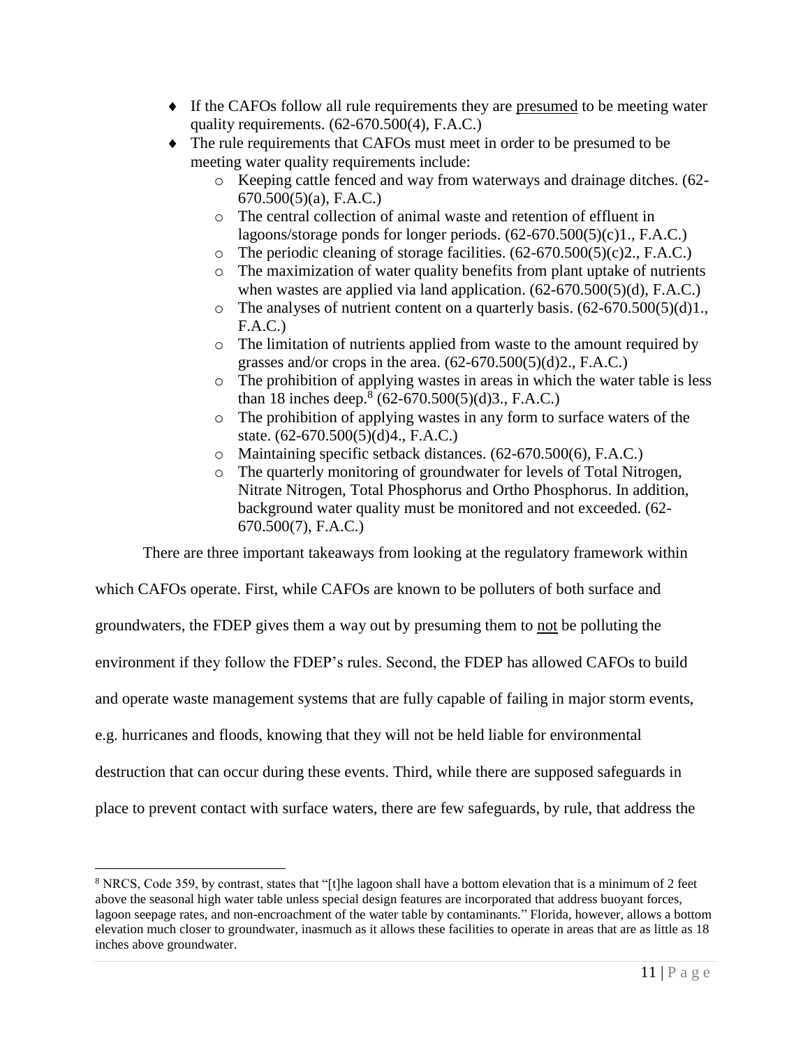- If the CAFOs follow all rule requirements they are <u>presumed</u> to be meeting water quality requirements. (62-670.500(4), F.A.C.)
- The rule requirements that CAFOs must meet in order to be presumed to be meeting water quality requirements include:
  - Keeping cattle fenced and way from waterways and drainage ditches. (62-670.500(5)(a), F.A.C.)
  - The central collection of animal waste and retention of effluent in lagoons/storage ponds for longer periods. (62-670.500(5)(c)1., F.A.C.)
  - The periodic cleaning of storage facilities. (62-670.500(5)(c)2., F.A.C.)
  - The maximization of water quality benefits from plant uptake of nutrients when wastes are applied via land application. (62-670.500(5)(d), F.A.C.)
  - The analyses of nutrient content on a quarterly basis. (62-670.500(5)(d)1., F.A.C.)
  - The limitation of nutrients applied from waste to the amount required by grasses and/or crops in the area. (62-670.500(5)(d)2., F.A.C.)
  - The prohibition of applying wastes in areas in which the water table is less than 18 inches deep.[8] (62-670.500(5)(d)3., F.A.C.)
  - The prohibition of applying wastes in any form to surface waters of the state. (62-670.500(5)(d)4., F.A.C.)
  - Maintaining specific setback distances. (62-670.500(6), F.A.C.)
  - The quarterly monitoring of groundwater for levels of Total Nitrogen, Nitrate Nitrogen, Total Phosphorus and Ortho Phosphorus. In addition, background water quality must be monitored and not exceeded. (62-670.500(7), F.A.C.)

There are three important takeaways from looking at the regulatory framework within which CAFOs operate. First, while CAFOs are known to be polluters of both surface and groundwaters, the FDEP gives them a way out by presuming them to <u>not</u> be polluting the environment if they follow the FDEP's rules. Second, the FDEP has allowed CAFOs to build and operate waste management systems that are fully capable of failing in major storm events, e.g. hurricanes and floods, knowing that they will not be held liable for environmental destruction that can occur during these events. Third, while there are supposed safeguards in place to prevent contact with surface waters, there are few safeguards, by rule, that address the

[8] NRCS, Code 359, by contrast, states that "[t]he lagoon shall have a bottom elevation that is a minimum of 2 feet above the seasonal high water table unless special design features are incorporated that address buoyant forces, lagoon seepage rates, and non-encroachment of the water table by contaminants." Florida, however, allows a bottom elevation much closer to groundwater, inasmuch as it allows these facilities to operate in areas that are as little as 18 inches above groundwater.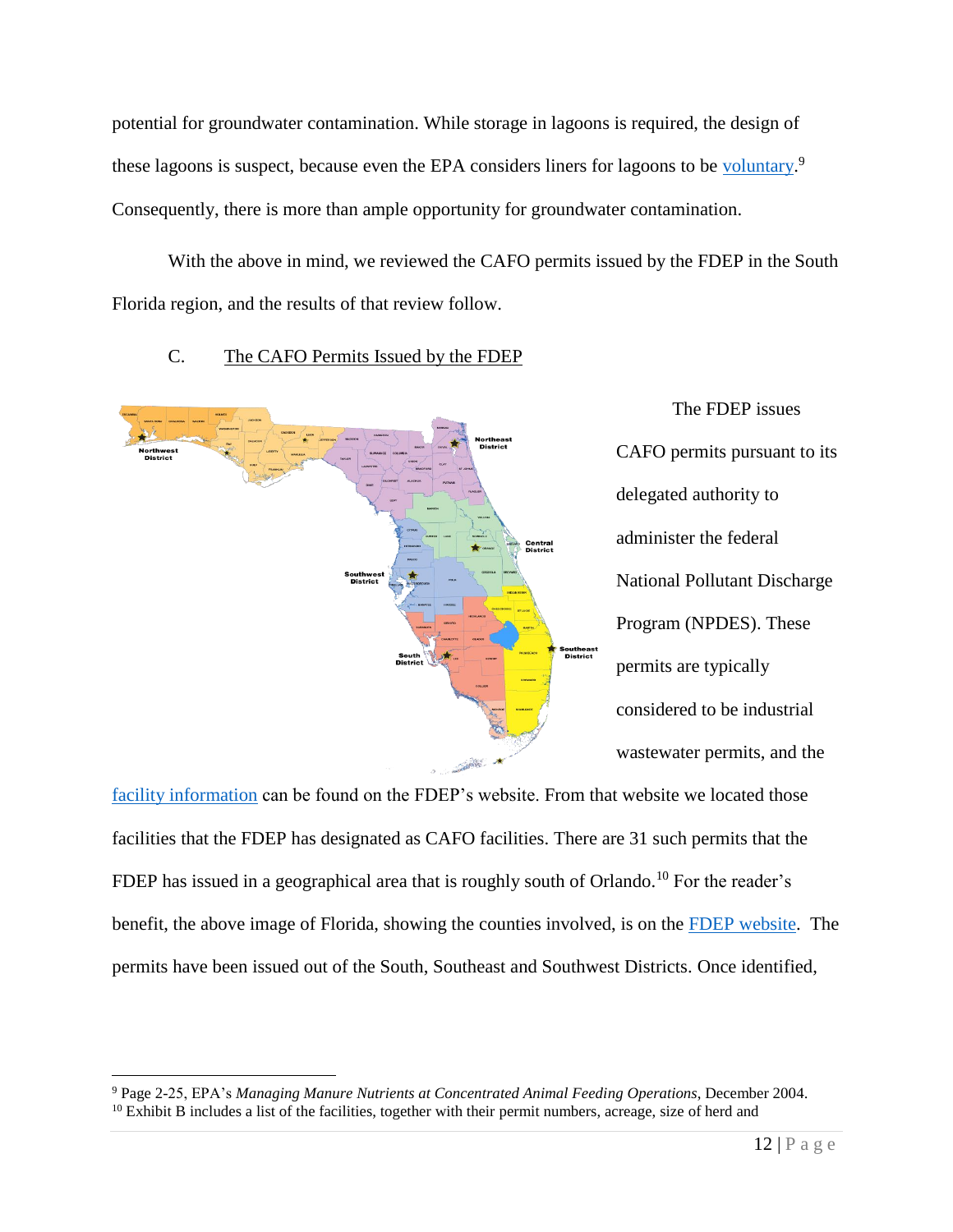potential for groundwater contamination. While storage in lagoons is required, the design of these lagoons is suspect, because even the EPA considers liners for lagoons to be voluntary.[9] Consequently, there is more than ample opportunity for groundwater contamination.

With the above in mind, we reviewed the CAFO permits issued by the FDEP in the South Florida region, and the results of that review follow.

## C. The CAFO Permits Issued by the FDEP

The FDEP issues CAFO permits pursuant to its delegated authority to administer the federal National Pollutant Discharge Program (NPDES). These permits are typically considered to be industrial wastewater permits, and the facility information can be found on the FDEP's website. From that website we located those facilities that the FDEP has designated as CAFO facilities. There are 31 such permits that the FDEP has issued in a geographical area that is roughly south of Orlando.[10] For the reader's benefit, the above image of Florida, showing the counties involved, is on the FDEP website. The permits have been issued out of the South, Southeast and Southwest Districts. Once identified,

---

[9] Page 2-25, EPA's *Managing Manure Nutrients at Concentrated Animal Feeding Operations*, December 2004.

[10] Exhibit B includes a list of the facilities, together with their permit numbers, acreage, size of herd and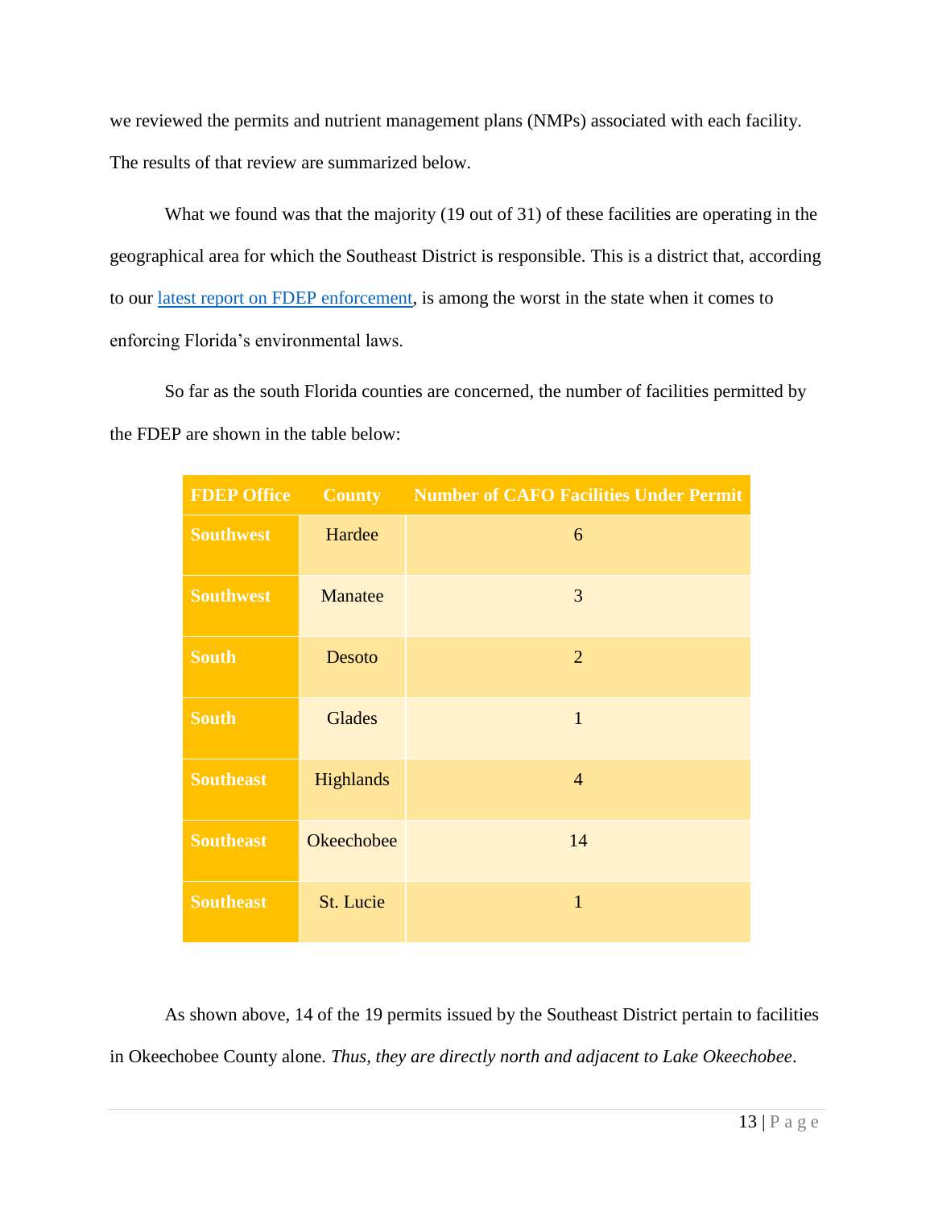we reviewed the permits and nutrient management plans (NMPs) associated with each facility. The results of that review are summarized below.

What we found was that the majority (19 out of 31) of these facilities are operating in the geographical area for which the Southeast District is responsible. This is a district that, according to our [latest report on FDEP enforcement](), is among the worst in the state when it comes to enforcing Florida's environmental laws.

So far as the south Florida counties are concerned, the number of facilities permitted by the FDEP are shown in the table below:

| FDEP Office | County | Number of CAFO Facilities Under Permit |
|---|---|---|
| **Southwest** | Hardee | 6 |
| **Southwest** | Manatee | 3 |
| **South** | Desoto | 2 |
| **South** | Glades | 1 |
| **Southeast** | Highlands | 4 |
| **Southeast** | Okeechobee | 14 |
| **Southeast** | St. Lucie | 1 |

As shown above, 14 of the 19 permits issued by the Southeast District pertain to facilities in Okeechobee County alone. *Thus, they are directly north and adjacent to Lake Okeechobee*.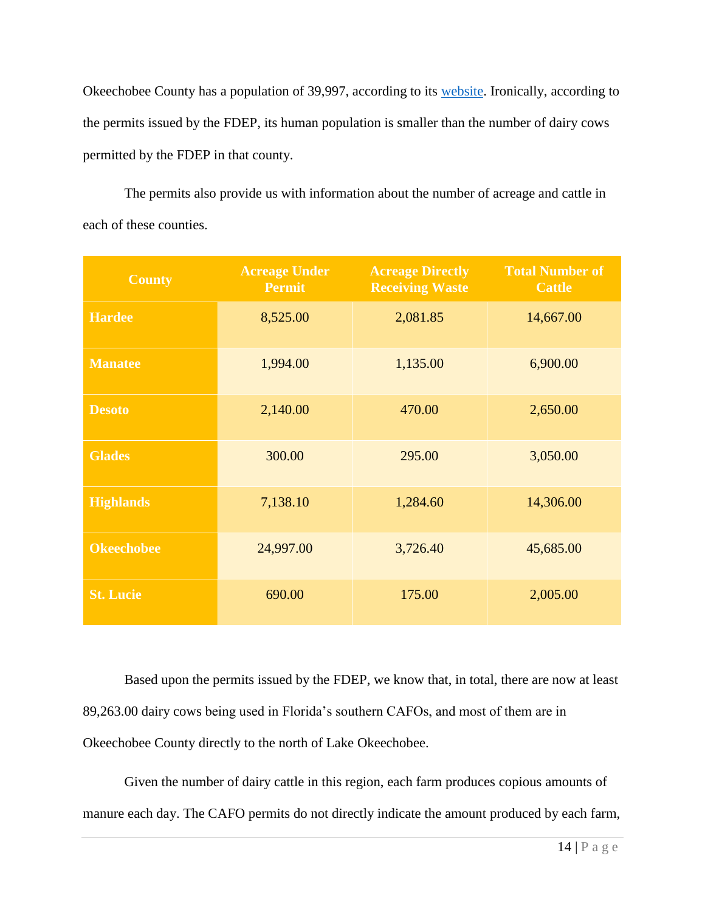Okeechobee County has a population of 39,997, according to its website. Ironically, according to the permits issued by the FDEP, its human population is smaller than the number of dairy cows permitted by the FDEP in that county.

The permits also provide us with information about the number of acreage and cattle in each of these counties.

| County | Acreage Under Permit | Acreage Directly Receiving Waste | Total Number of Cattle |
|---|---|---|---|
| **Hardee** | 8,525.00 | 2,081.85 | 14,667.00 |
| **Manatee** | 1,994.00 | 1,135.00 | 6,900.00 |
| **Desoto** | 2,140.00 | 470.00 | 2,650.00 |
| **Glades** | 300.00 | 295.00 | 3,050.00 |
| **Highlands** | 7,138.10 | 1,284.60 | 14,306.00 |
| **Okeechobee** | 24,997.00 | 3,726.40 | 45,685.00 |
| **St. Lucie** | 690.00 | 175.00 | 2,005.00 |

Based upon the permits issued by the FDEP, we know that, in total, there are now at least 89,263.00 dairy cows being used in Florida's southern CAFOs, and most of them are in Okeechobee County directly to the north of Lake Okeechobee.

Given the number of dairy cattle in this region, each farm produces copious amounts of manure each day. The CAFO permits do not directly indicate the amount produced by each farm,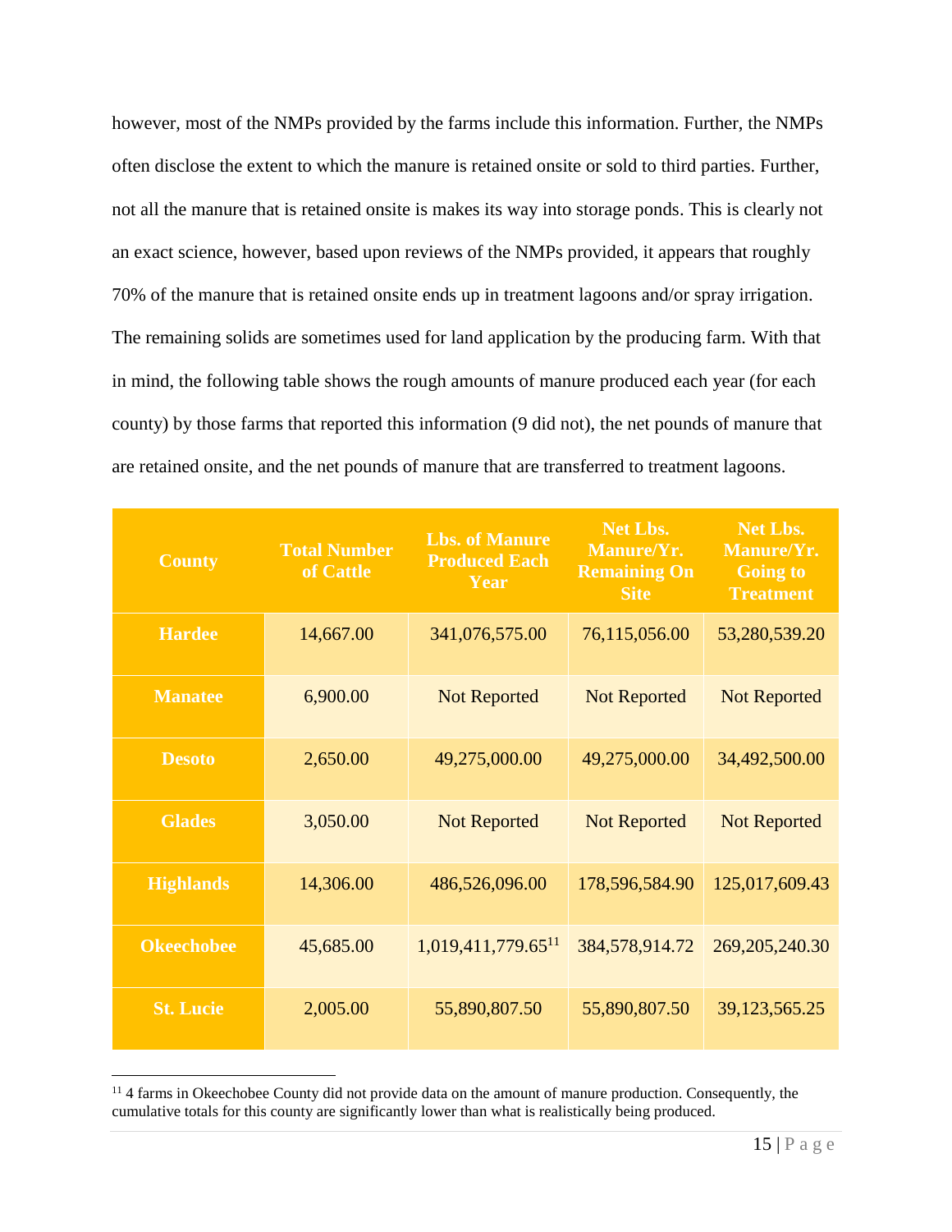however, most of the NMPs provided by the farms include this information. Further, the NMPs often disclose the extent to which the manure is retained onsite or sold to third parties. Further, not all the manure that is retained onsite is makes its way into storage ponds. This is clearly not an exact science, however, based upon reviews of the NMPs provided, it appears that roughly 70% of the manure that is retained onsite ends up in treatment lagoons and/or spray irrigation. The remaining solids are sometimes used for land application by the producing farm. With that in mind, the following table shows the rough amounts of manure produced each year (for each county) by those farms that reported this information (9 did not), the net pounds of manure that are retained onsite, and the net pounds of manure that are transferred to treatment lagoons.

| County | Total Number of Cattle | Lbs. of Manure Produced Each Year | Net Lbs. Manure/Yr. Remaining On Site | Net Lbs. Manure/Yr. Going to Treatment |
|---|---|---|---|---|
| Hardee | 14,667.00 | 341,076,575.00 | 76,115,056.00 | 53,280,539.20 |
| Manatee | 6,900.00 | Not Reported | Not Reported | Not Reported |
| Desoto | 2,650.00 | 49,275,000.00 | 49,275,000.00 | 34,492,500.00 |
| Glades | 3,050.00 | Not Reported | Not Reported | Not Reported |
| Highlands | 14,306.00 | 486,526,096.00 | 178,596,584.90 | 125,017,609.43 |
| Okeechobee | 45,685.00 | 1,019,411,779.65[11] | 384,578,914.72 | 269,205,240.30 |
| St. Lucie | 2,005.00 | 55,890,807.50 | 55,890,807.50 | 39,123,565.25 |

[11] 4 farms in Okeechobee County did not provide data on the amount of manure production. Consequently, the cumulative totals for this county are significantly lower than what is realistically being produced.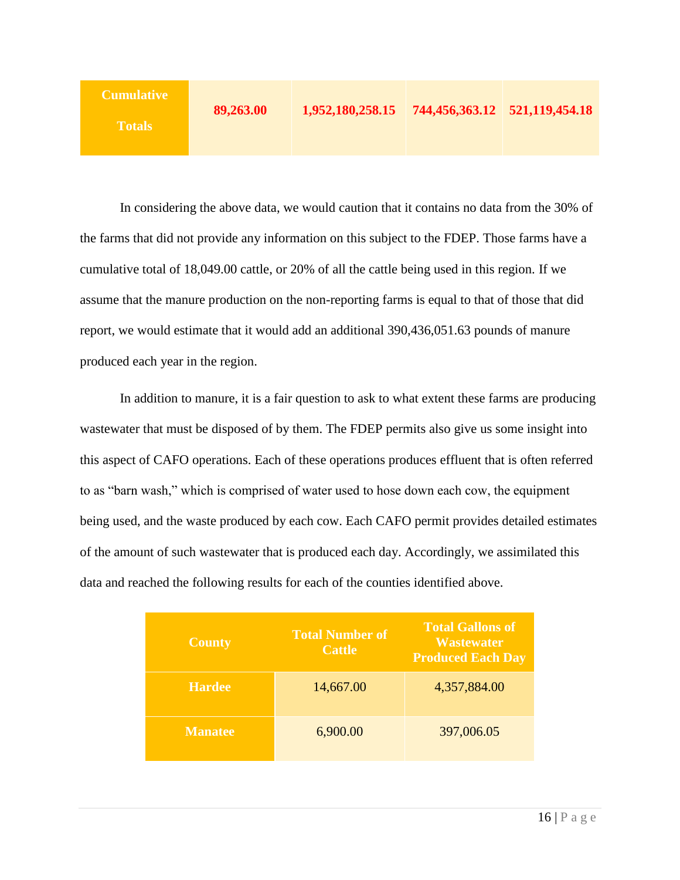| **Cumulative Totals** | **89,263.00** | **1,952,180,258.15** | **744,456,363.12** | **521,119,454.18** |
|---|---|---|---|---|

In considering the above data, we would caution that it contains no data from the 30% of the farms that did not provide any information on this subject to the FDEP. Those farms have a cumulative total of 18,049.00 cattle, or 20% of all the cattle being used in this region. If we assume that the manure production on the non-reporting farms is equal to that of those that did report, we would estimate that it would add an additional 390,436,051.63 pounds of manure produced each year in the region.

In addition to manure, it is a fair question to ask to what extent these farms are producing wastewater that must be disposed of by them. The FDEP permits also give us some insight into this aspect of CAFO operations. Each of these operations produces effluent that is often referred to as "barn wash," which is comprised of water used to hose down each cow, the equipment being used, and the waste produced by each cow. Each CAFO permit provides detailed estimates of the amount of such wastewater that is produced each day. Accordingly, we assimilated this data and reached the following results for each of the counties identified above.

| County | Total Number of Cattle | Total Gallons of Wastewater Produced Each Day |
|---|---|---|
| **Hardee** | 14,667.00 | 4,357,884.00 |
| **Manatee** | 6,900.00 | 397,006.05 |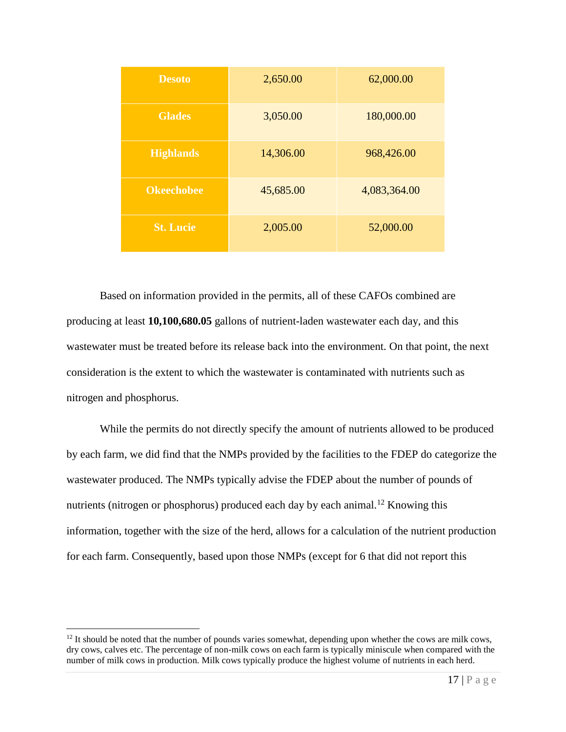| | | |
|---|---|---|
| **Desoto** | 2,650.00 | 62,000.00 |
| **Glades** | 3,050.00 | 180,000.00 |
| **Highlands** | 14,306.00 | 968,426.00 |
| **Okeechobee** | 45,685.00 | 4,083,364.00 |
| **St. Lucie** | 2,005.00 | 52,000.00 |

Based on information provided in the permits, all of these CAFOs combined are producing at least **10,100,680.05** gallons of nutrient-laden wastewater each day, and this wastewater must be treated before its release back into the environment. On that point, the next consideration is the extent to which the wastewater is contaminated with nutrients such as nitrogen and phosphorus.

While the permits do not directly specify the amount of nutrients allowed to be produced by each farm, we did find that the NMPs provided by the facilities to the FDEP do categorize the wastewater produced. The NMPs typically advise the FDEP about the number of pounds of nutrients (nitrogen or phosphorus) produced each day by each animal.[12] Knowing this information, together with the size of the herd, allows for a calculation of the nutrient production for each farm. Consequently, based upon those NMPs (except for 6 that did not report this

---

[12] It should be noted that the number of pounds varies somewhat, depending upon whether the cows are milk cows, dry cows, calves etc. The percentage of non-milk cows on each farm is typically miniscule when compared with the number of milk cows in production. Milk cows typically produce the highest volume of nutrients in each herd.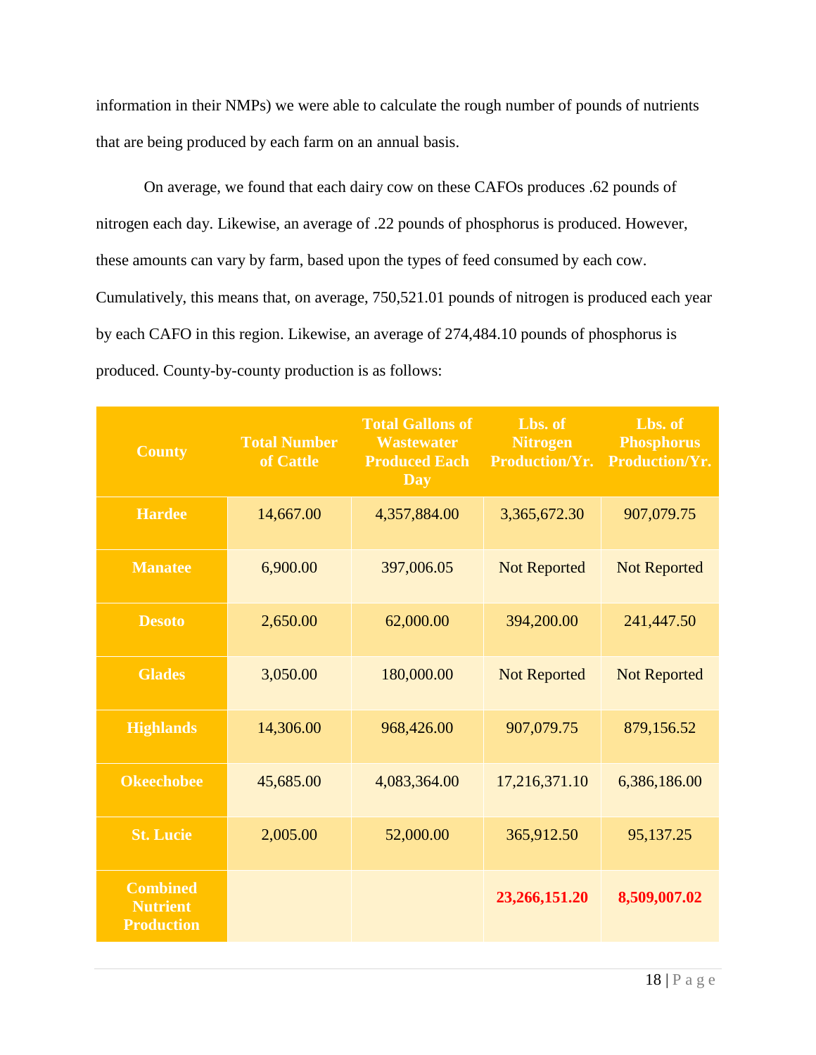information in their NMPs) we were able to calculate the rough number of pounds of nutrients that are being produced by each farm on an annual basis.

On average, we found that each dairy cow on these CAFOs produces .62 pounds of nitrogen each day. Likewise, an average of .22 pounds of phosphorus is produced. However, these amounts can vary by farm, based upon the types of feed consumed by each cow. Cumulatively, this means that, on average, 750,521.01 pounds of nitrogen is produced each year by each CAFO in this region. Likewise, an average of 274,484.10 pounds of phosphorus is produced. County-by-county production is as follows:

| County | Total Number of Cattle | Total Gallons of Wastewater Produced Each Day | Lbs. of Nitrogen Production/Yr. | Lbs. of Phosphorus Production/Yr. |
|---|---|---|---|---|
| **Hardee** | 14,667.00 | 4,357,884.00 | 3,365,672.30 | 907,079.75 |
| **Manatee** | 6,900.00 | 397,006.05 | Not Reported | Not Reported |
| **Desoto** | 2,650.00 | 62,000.00 | 394,200.00 | 241,447.50 |
| **Glades** | 3,050.00 | 180,000.00 | Not Reported | Not Reported |
| **Highlands** | 14,306.00 | 968,426.00 | 907,079.75 | 879,156.52 |
| **Okeechobee** | 45,685.00 | 4,083,364.00 | 17,216,371.10 | 6,386,186.00 |
| **St. Lucie** | 2,005.00 | 52,000.00 | 365,912.50 | 95,137.25 |
| **Combined Nutrient Production** | | | **23,266,151.20** | **8,509,007.02** |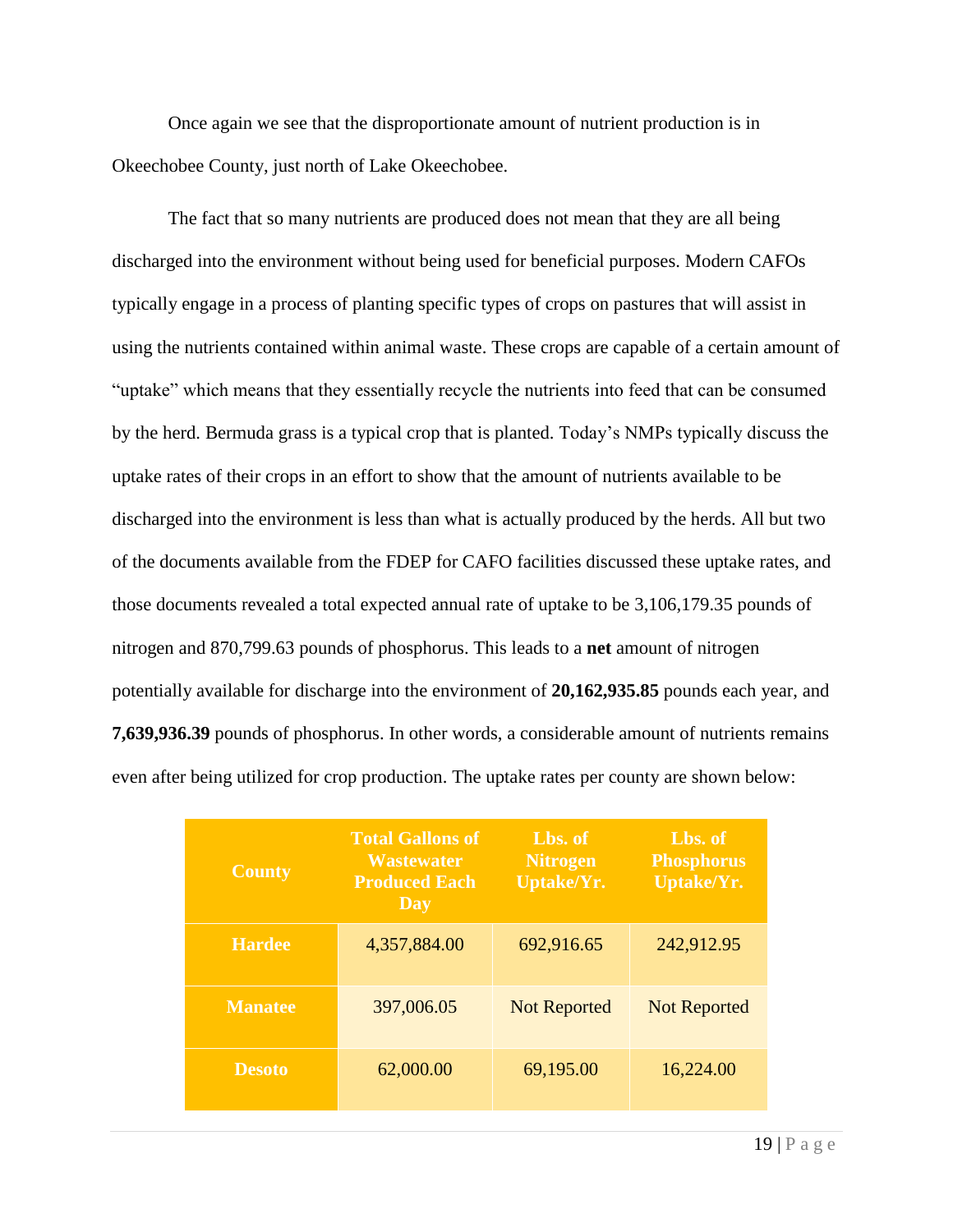Once again we see that the disproportionate amount of nutrient production is in Okeechobee County, just north of Lake Okeechobee.

The fact that so many nutrients are produced does not mean that they are all being discharged into the environment without being used for beneficial purposes. Modern CAFOs typically engage in a process of planting specific types of crops on pastures that will assist in using the nutrients contained within animal waste. These crops are capable of a certain amount of "uptake" which means that they essentially recycle the nutrients into feed that can be consumed by the herd. Bermuda grass is a typical crop that is planted. Today's NMPs typically discuss the uptake rates of their crops in an effort to show that the amount of nutrients available to be discharged into the environment is less than what is actually produced by the herds. All but two of the documents available from the FDEP for CAFO facilities discussed these uptake rates, and those documents revealed a total expected annual rate of uptake to be 3,106,179.35 pounds of nitrogen and 870,799.63 pounds of phosphorus. This leads to a **net** amount of nitrogen potentially available for discharge into the environment of **20,162,935.85** pounds each year, and **7,639,936.39** pounds of phosphorus. In other words, a considerable amount of nutrients remains even after being utilized for crop production. The uptake rates per county are shown below:

| County | Total Gallons of Wastewater Produced Each Day | Lbs. of Nitrogen Uptake/Yr. | Lbs. of Phosphorus Uptake/Yr. |
|---|---|---|---|
| Hardee | 4,357,884.00 | 692,916.65 | 242,912.95 |
| Manatee | 397,006.05 | Not Reported | Not Reported |
| Desoto | 62,000.00 | 69,195.00 | 16,224.00 |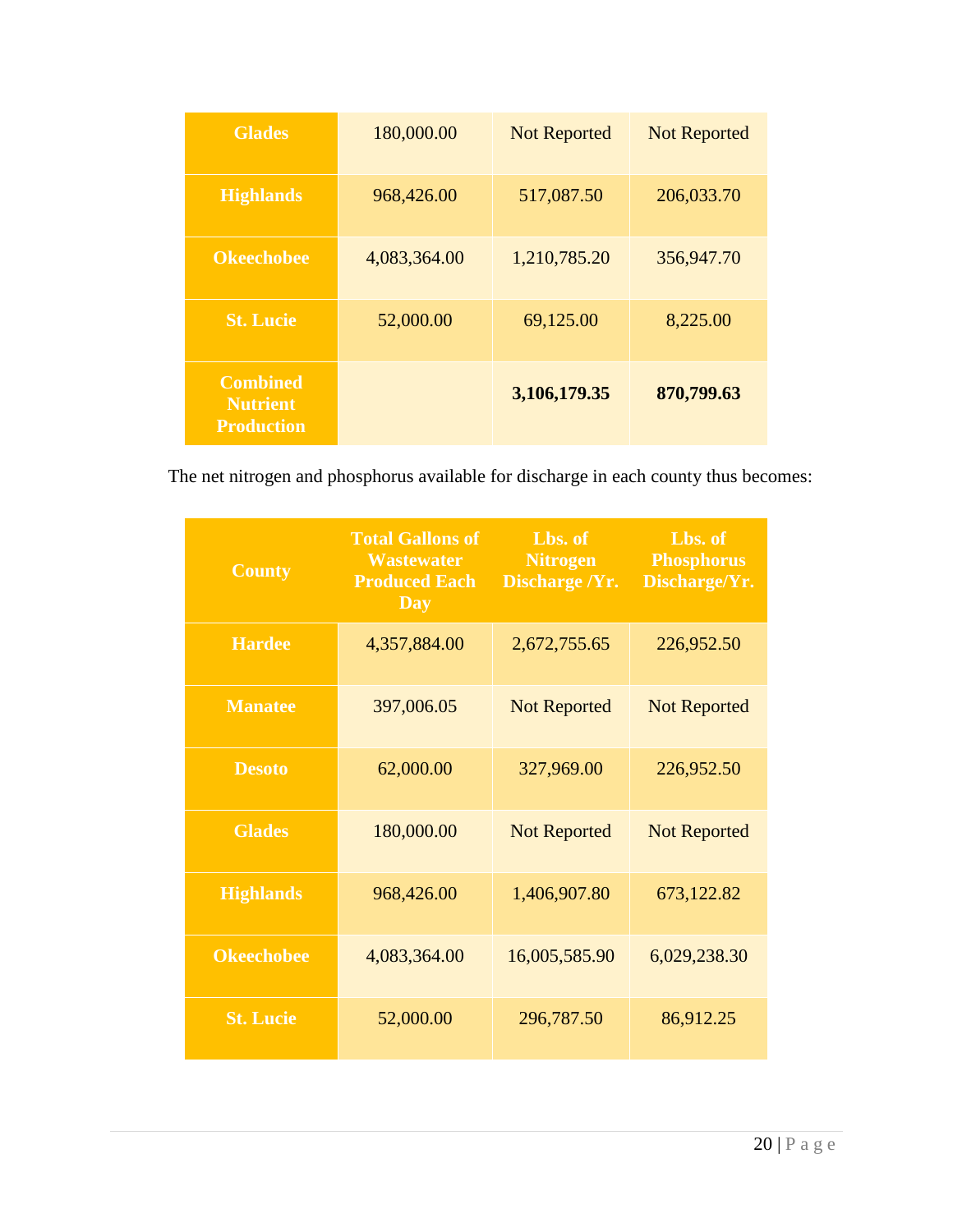| | | | |
|---|---|---|---|
| **Glades** | 180,000.00 | Not Reported | Not Reported |
| **Highlands** | 968,426.00 | 517,087.50 | 206,033.70 |
| **Okeechobee** | 4,083,364.00 | 1,210,785.20 | 356,947.70 |
| **St. Lucie** | 52,000.00 | 69,125.00 | 8,225.00 |
| **Combined Nutrient Production** | | **3,106,179.35** | **870,799.63** |

The net nitrogen and phosphorus available for discharge in each county thus becomes:

| County | Total Gallons of Wastewater Produced Each Day | Lbs. of Nitrogen Discharge /Yr. | Lbs. of Phosphorus Discharge/Yr. |
|---|---|---|---|
| **Hardee** | 4,357,884.00 | 2,672,755.65 | 226,952.50 |
| **Manatee** | 397,006.05 | Not Reported | Not Reported |
| **Desoto** | 62,000.00 | 327,969.00 | 226,952.50 |
| **Glades** | 180,000.00 | Not Reported | Not Reported |
| **Highlands** | 968,426.00 | 1,406,907.80 | 673,122.82 |
| **Okeechobee** | 4,083,364.00 | 16,005,585.90 | 6,029,238.30 |
| **St. Lucie** | 52,000.00 | 296,787.50 | 86,912.25 |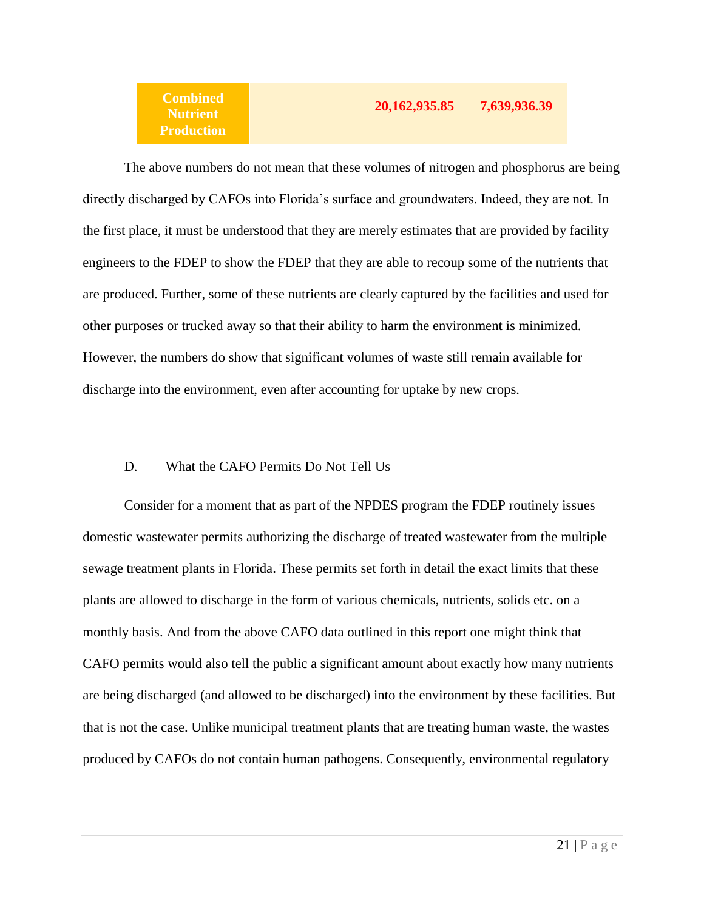| Combined Nutrient Production | | 20,162,935.85 | 7,639,936.39 |
|---|---|---|---|

The above numbers do not mean that these volumes of nitrogen and phosphorus are being directly discharged by CAFOs into Florida's surface and groundwaters. Indeed, they are not. In the first place, it must be understood that they are merely estimates that are provided by facility engineers to the FDEP to show the FDEP that they are able to recoup some of the nutrients that are produced. Further, some of these nutrients are clearly captured by the facilities and used for other purposes or trucked away so that their ability to harm the environment is minimized. However, the numbers do show that significant volumes of waste still remain available for discharge into the environment, even after accounting for uptake by new crops.

### D. What the CAFO Permits Do Not Tell Us

Consider for a moment that as part of the NPDES program the FDEP routinely issues domestic wastewater permits authorizing the discharge of treated wastewater from the multiple sewage treatment plants in Florida. These permits set forth in detail the exact limits that these plants are allowed to discharge in the form of various chemicals, nutrients, solids etc. on a monthly basis. And from the above CAFO data outlined in this report one might think that CAFO permits would also tell the public a significant amount about exactly how many nutrients are being discharged (and allowed to be discharged) into the environment by these facilities. But that is not the case. Unlike municipal treatment plants that are treating human waste, the wastes produced by CAFOs do not contain human pathogens. Consequently, environmental regulatory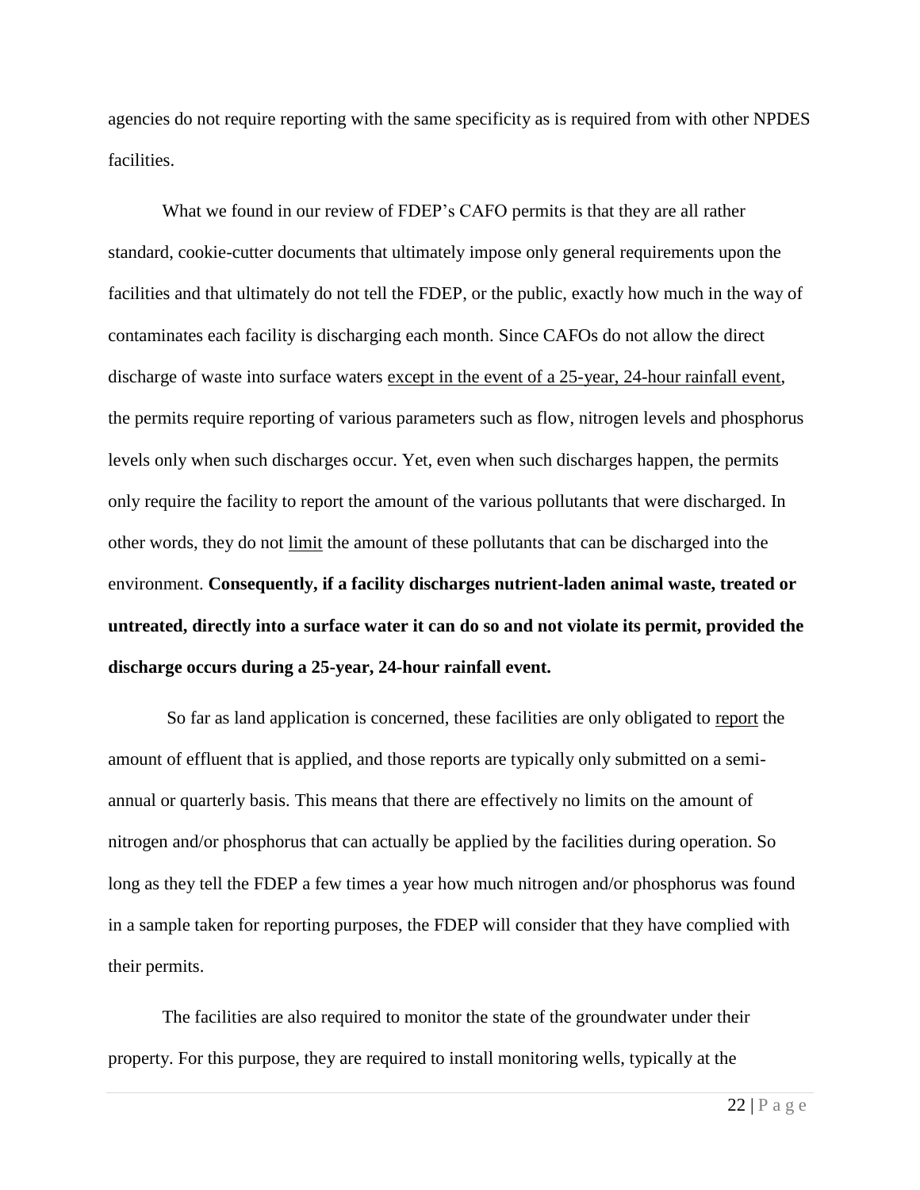agencies do not require reporting with the same specificity as is required from with other NPDES facilities.

What we found in our review of FDEP's CAFO permits is that they are all rather standard, cookie-cutter documents that ultimately impose only general requirements upon the facilities and that ultimately do not tell the FDEP, or the public, exactly how much in the way of contaminates each facility is discharging each month. Since CAFOs do not allow the direct discharge of waste into surface waters <u>except in the event of a 25-year, 24-hour rainfall event</u>, the permits require reporting of various parameters such as flow, nitrogen levels and phosphorus levels only when such discharges occur. Yet, even when such discharges happen, the permits only require the facility to report the amount of the various pollutants that were discharged. In other words, they do not <u>limit</u> the amount of these pollutants that can be discharged into the environment. **Consequently, if a facility discharges nutrient-laden animal waste, treated or untreated, directly into a surface water it can do so and not violate its permit, provided the discharge occurs during a 25-year, 24-hour rainfall event.**

So far as land application is concerned, these facilities are only obligated to <u>report</u> the amount of effluent that is applied, and those reports are typically only submitted on a semi-annual or quarterly basis. This means that there are effectively no limits on the amount of nitrogen and/or phosphorus that can actually be applied by the facilities during operation. So long as they tell the FDEP a few times a year how much nitrogen and/or phosphorus was found in a sample taken for reporting purposes, the FDEP will consider that they have complied with their permits.

The facilities are also required to monitor the state of the groundwater under their property. For this purpose, they are required to install monitoring wells, typically at the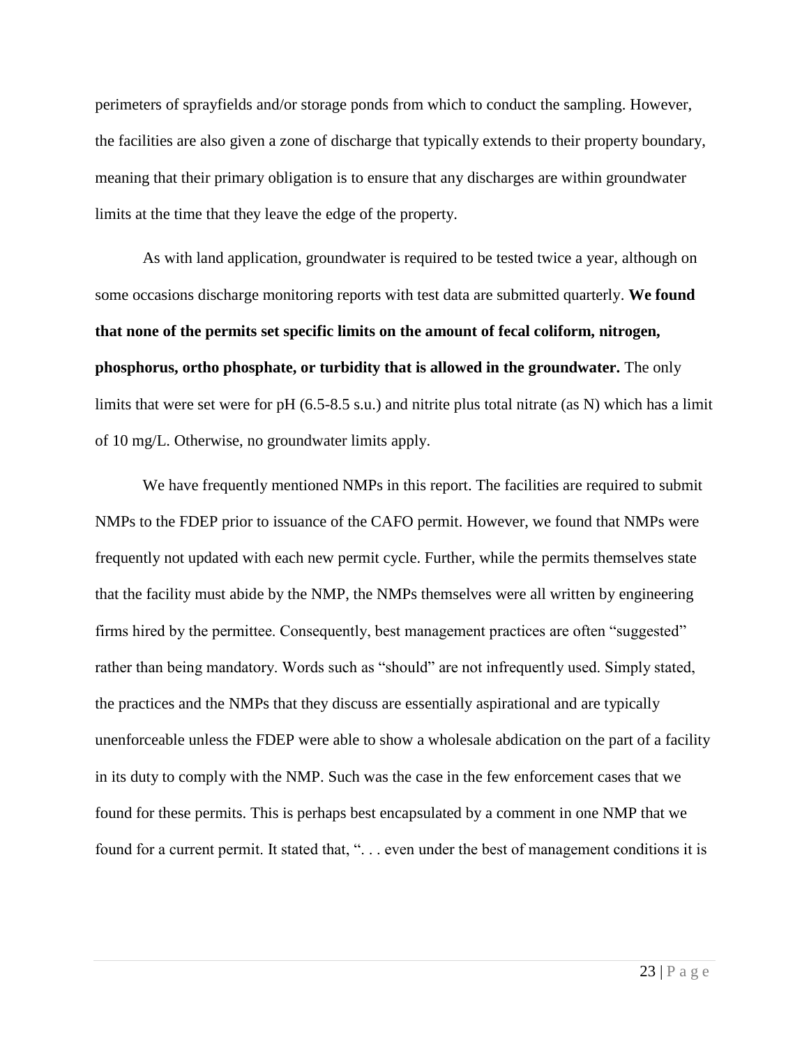perimeters of sprayfields and/or storage ponds from which to conduct the sampling. However, the facilities are also given a zone of discharge that typically extends to their property boundary, meaning that their primary obligation is to ensure that any discharges are within groundwater limits at the time that they leave the edge of the property.

As with land application, groundwater is required to be tested twice a year, although on some occasions discharge monitoring reports with test data are submitted quarterly. **We found that none of the permits set specific limits on the amount of fecal coliform, nitrogen, phosphorus, ortho phosphate, or turbidity that is allowed in the groundwater.** The only limits that were set were for pH (6.5-8.5 s.u.) and nitrite plus total nitrate (as N) which has a limit of 10 mg/L. Otherwise, no groundwater limits apply.

We have frequently mentioned NMPs in this report. The facilities are required to submit NMPs to the FDEP prior to issuance of the CAFO permit. However, we found that NMPs were frequently not updated with each new permit cycle. Further, while the permits themselves state that the facility must abide by the NMP, the NMPs themselves were all written by engineering firms hired by the permittee. Consequently, best management practices are often "suggested" rather than being mandatory. Words such as "should" are not infrequently used. Simply stated, the practices and the NMPs that they discuss are essentially aspirational and are typically unenforceable unless the FDEP were able to show a wholesale abdication on the part of a facility in its duty to comply with the NMP. Such was the case in the few enforcement cases that we found for these permits. This is perhaps best encapsulated by a comment in one NMP that we found for a current permit. It stated that, ". . . even under the best of management conditions it is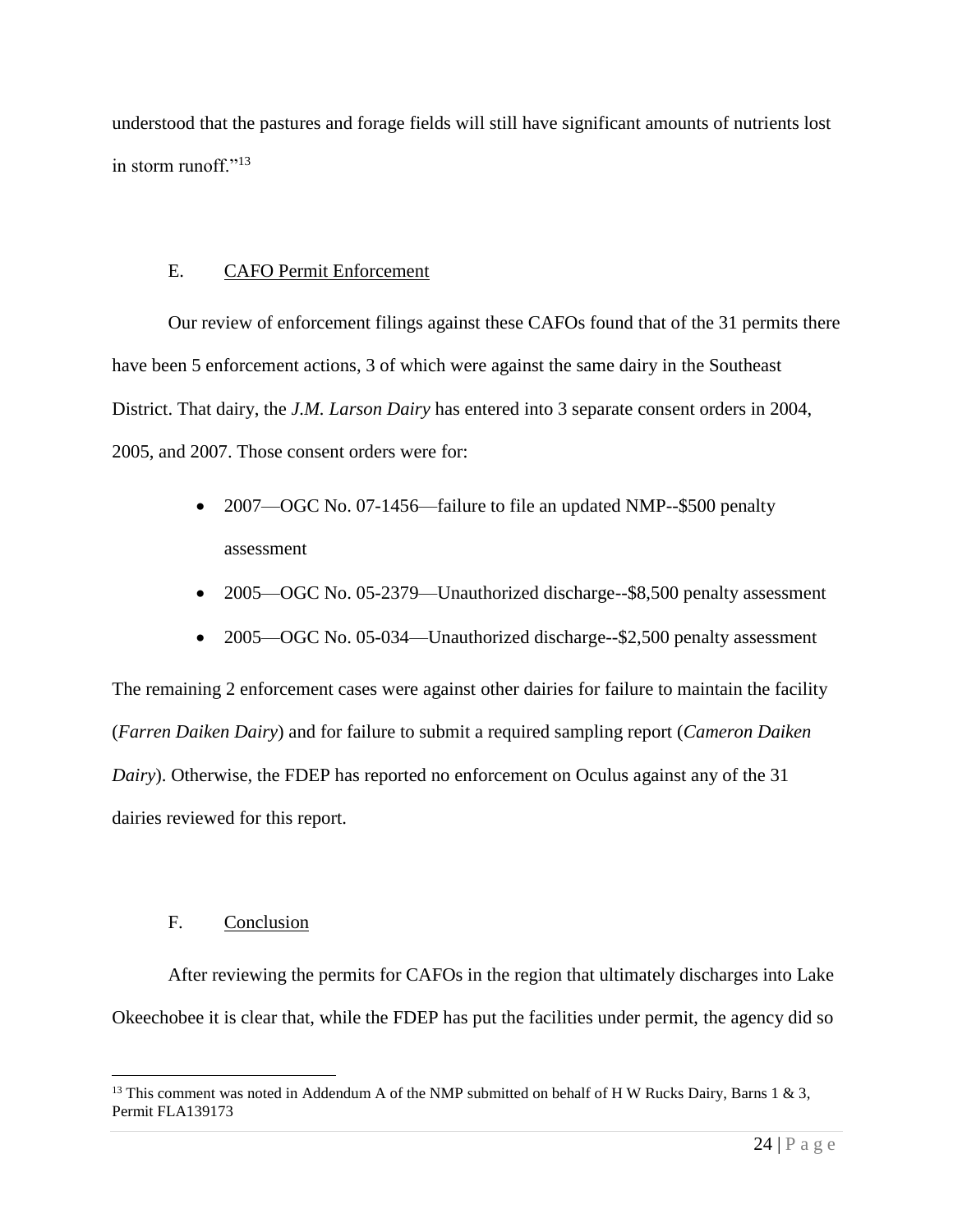understood that the pastures and forage fields will still have significant amounts of nutrients lost in storm runoff."[13]

### E. CAFO Permit Enforcement

Our review of enforcement filings against these CAFOs found that of the 31 permits there have been 5 enforcement actions, 3 of which were against the same dairy in the Southeast District. That dairy, the *J.M. Larson Dairy* has entered into 3 separate consent orders in 2004, 2005, and 2007. Those consent orders were for:

- 2007—OGC No. 07-1456—failure to file an updated NMP--$500 penalty assessment
- 2005—OGC No. 05-2379—Unauthorized discharge--$8,500 penalty assessment
- 2005—OGC No. 05-034—Unauthorized discharge--$2,500 penalty assessment

The remaining 2 enforcement cases were against other dairies for failure to maintain the facility (*Farren Daiken Dairy*) and for failure to submit a required sampling report (*Cameron Daiken Dairy*). Otherwise, the FDEP has reported no enforcement on Oculus against any of the 31 dairies reviewed for this report.

### F. Conclusion

After reviewing the permits for CAFOs in the region that ultimately discharges into Lake Okeechobee it is clear that, while the FDEP has put the facilities under permit, the agency did so

---

[13] This comment was noted in Addendum A of the NMP submitted on behalf of H W Rucks Dairy, Barns 1 & 3, Permit FLA139173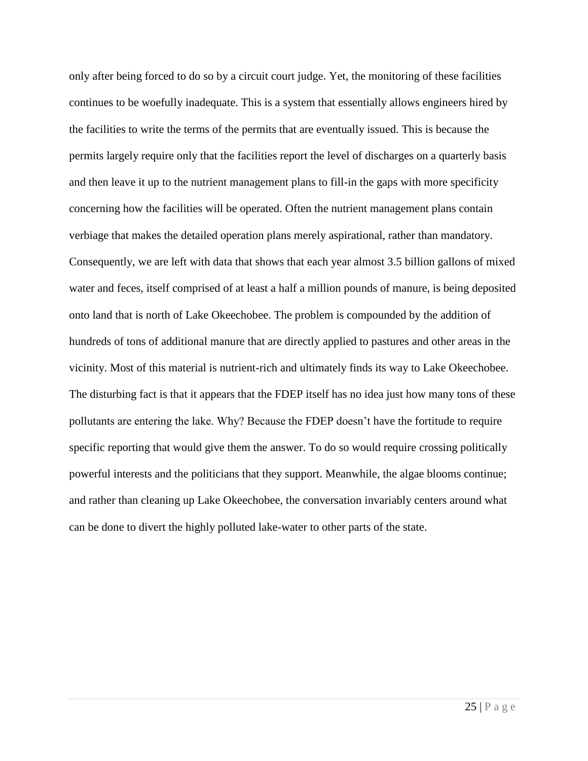only after being forced to do so by a circuit court judge. Yet, the monitoring of these facilities continues to be woefully inadequate. This is a system that essentially allows engineers hired by the facilities to write the terms of the permits that are eventually issued. This is because the permits largely require only that the facilities report the level of discharges on a quarterly basis and then leave it up to the nutrient management plans to fill-in the gaps with more specificity concerning how the facilities will be operated. Often the nutrient management plans contain verbiage that makes the detailed operation plans merely aspirational, rather than mandatory. Consequently, we are left with data that shows that each year almost 3.5 billion gallons of mixed water and feces, itself comprised of at least a half a million pounds of manure, is being deposited onto land that is north of Lake Okeechobee. The problem is compounded by the addition of hundreds of tons of additional manure that are directly applied to pastures and other areas in the vicinity. Most of this material is nutrient-rich and ultimately finds its way to Lake Okeechobee. The disturbing fact is that it appears that the FDEP itself has no idea just how many tons of these pollutants are entering the lake. Why? Because the FDEP doesn't have the fortitude to require specific reporting that would give them the answer. To do so would require crossing politically powerful interests and the politicians that they support. Meanwhile, the algae blooms continue; and rather than cleaning up Lake Okeechobee, the conversation invariably centers around what can be done to divert the highly polluted lake-water to other parts of the state.